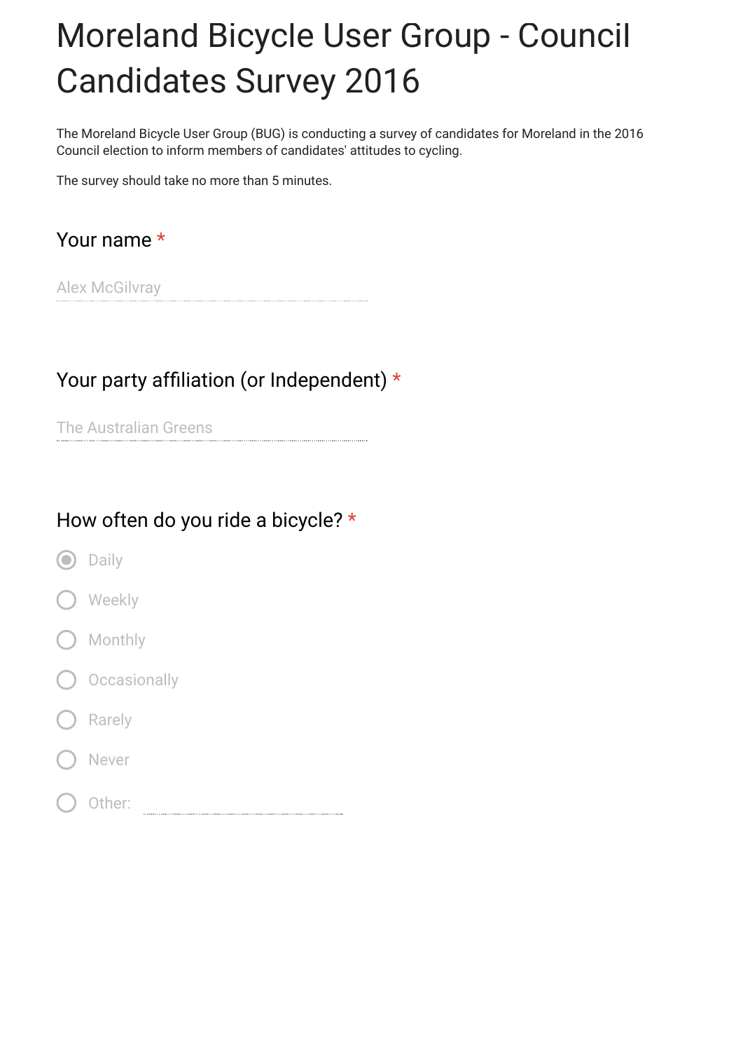# Moreland Bicycle User Group - Council Candidates Survey 2016

The Moreland Bicycle User Group (BUG) is conducting a survey of candidates for Moreland in the 2016 Council election to inform members of candidates' attitudes to cycling.

The survey should take no more than 5 minutes.

## Your name *

Alex McGilvray

## Your party affiliation (or Independent) *

The Australian Greens

## How often do you ride a bicycle? *

- (x) Daily
- ( ) Weekly
- ( ) Monthly
- ( ) Occasionally
- ( ) Rarely
- ( ) Never
- ( ) Other: ______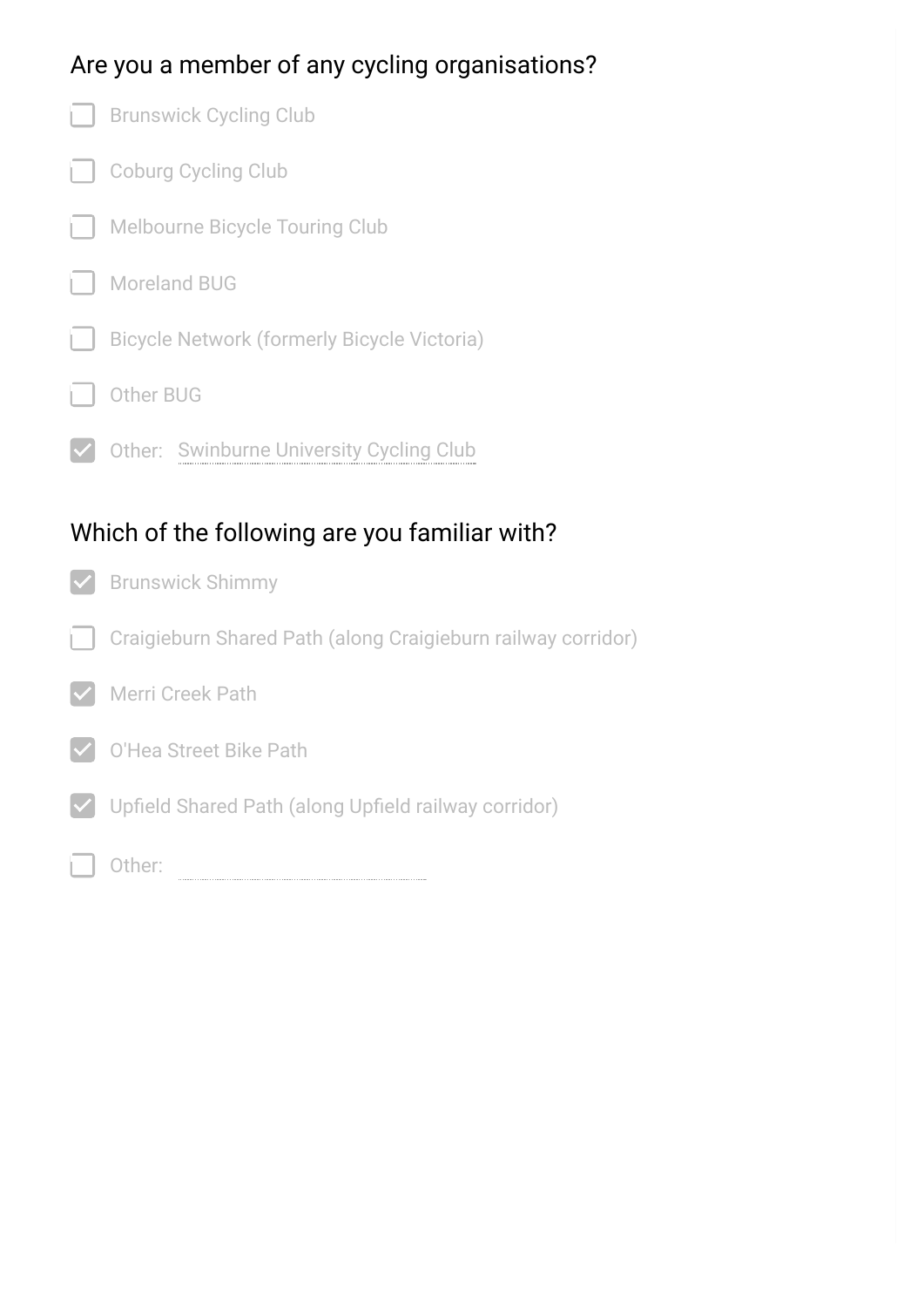## Are you a member of any cycling organisations?

- [ ] Brunswick Cycling Club
- [ ] Coburg Cycling Club
- [ ] Melbourne Bicycle Touring Club
- [ ] Moreland BUG
- [ ] Bicycle Network (formerly Bicycle Victoria)
- [ ] Other BUG
- [x] Other: Swinburne University Cycling Club

## Which of the following are you familiar with?

- [x] Brunswick Shimmy
- [ ] Craigieburn Shared Path (along Craigieburn railway corridor)
- [x] Merri Creek Path
- [x] O'Hea Street Bike Path
- [x] Upfield Shared Path (along Upfield railway corridor)
- [ ] Other: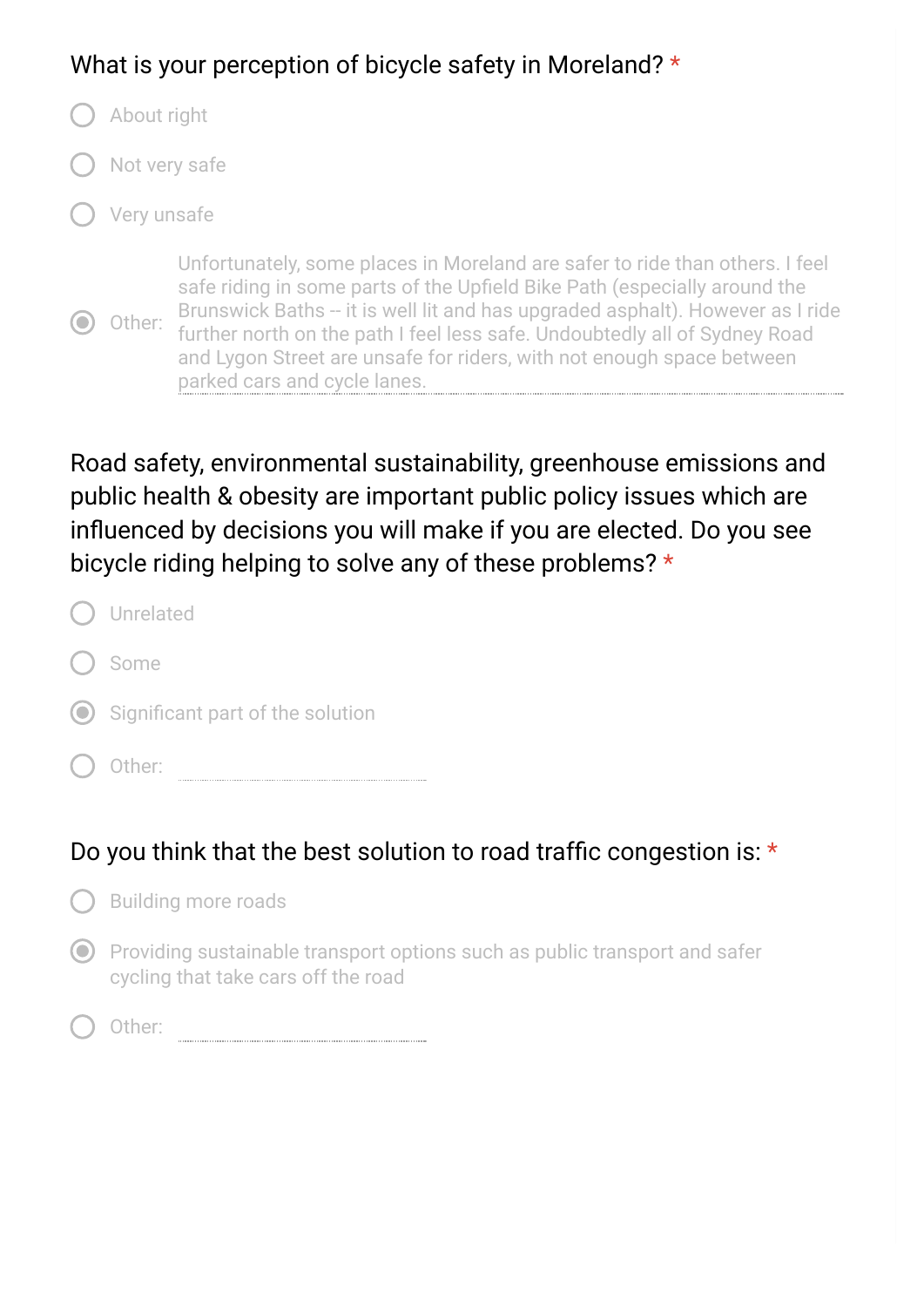What is your perception of bicycle safety in Moreland? *

- ○ About right
- ○ Not very safe
- ○ Very unsafe
- ◉ Other: Unfortunately, some places in Moreland are safer to ride than others. I feel safe riding in some parts of the Upfield Bike Path (especially around the Brunswick Baths -- it is well lit and has upgraded asphalt). However as I ride further north on the path I feel less safe. Undoubtedly all of Sydney Road and Lygon Street are unsafe for riders, with not enough space between parked cars and cycle lanes.

Road safety, environmental sustainability, greenhouse emissions and public health & obesity are important public policy issues which are influenced by decisions you will make if you are elected. Do you see bicycle riding helping to solve any of these problems? *

- ○ Unrelated
- ○ Some
- ◉ Significant part of the solution
- ○ Other:

Do you think that the best solution to road traffic congestion is: *

- ○ Building more roads
- ◉ Providing sustainable transport options such as public transport and safer cycling that take cars off the road
- ○ Other: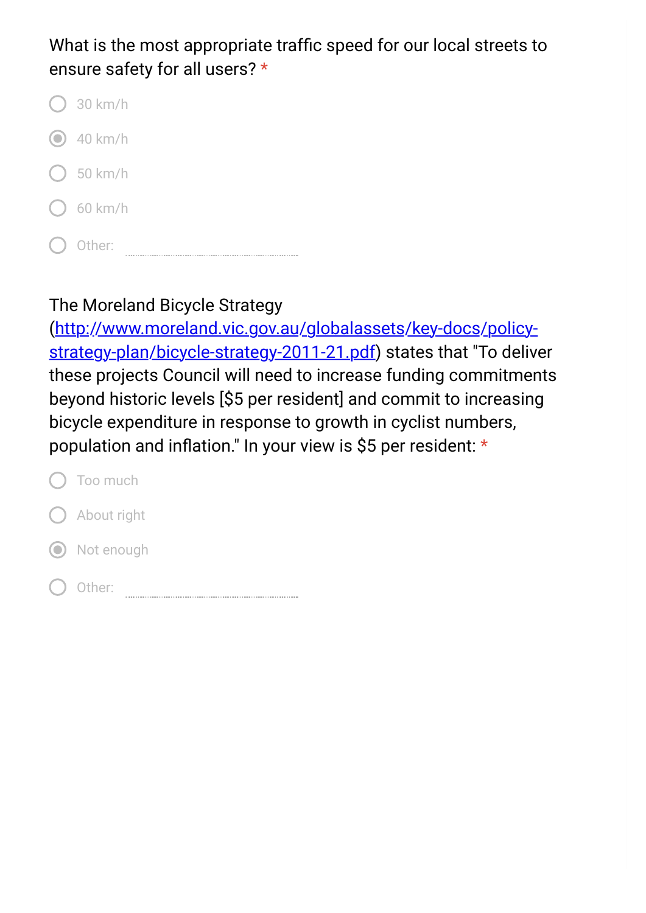What is the most appropriate traffic speed for our local streets to ensure safety for all users? *

- ( ) 30 km/h
- (•) 40 km/h
- ( ) 50 km/h
- ( ) 60 km/h
- ( ) Other: ____________

The Moreland Bicycle Strategy ([http://www.moreland.vic.gov.au/globalassets/key-docs/policy-strategy-plan/bicycle-strategy-2011-21.pdf](http://www.moreland.vic.gov.au/globalassets/key-docs/policy-strategy-plan/bicycle-strategy-2011-21.pdf)) states that "To deliver these projects Council will need to increase funding commitments beyond historic levels [$5 per resident] and commit to increasing bicycle expenditure in response to growth in cyclist numbers, population and inflation." In your view is $5 per resident: *

- ( ) Too much
- ( ) About right
- (•) Not enough
- ( ) Other: ____________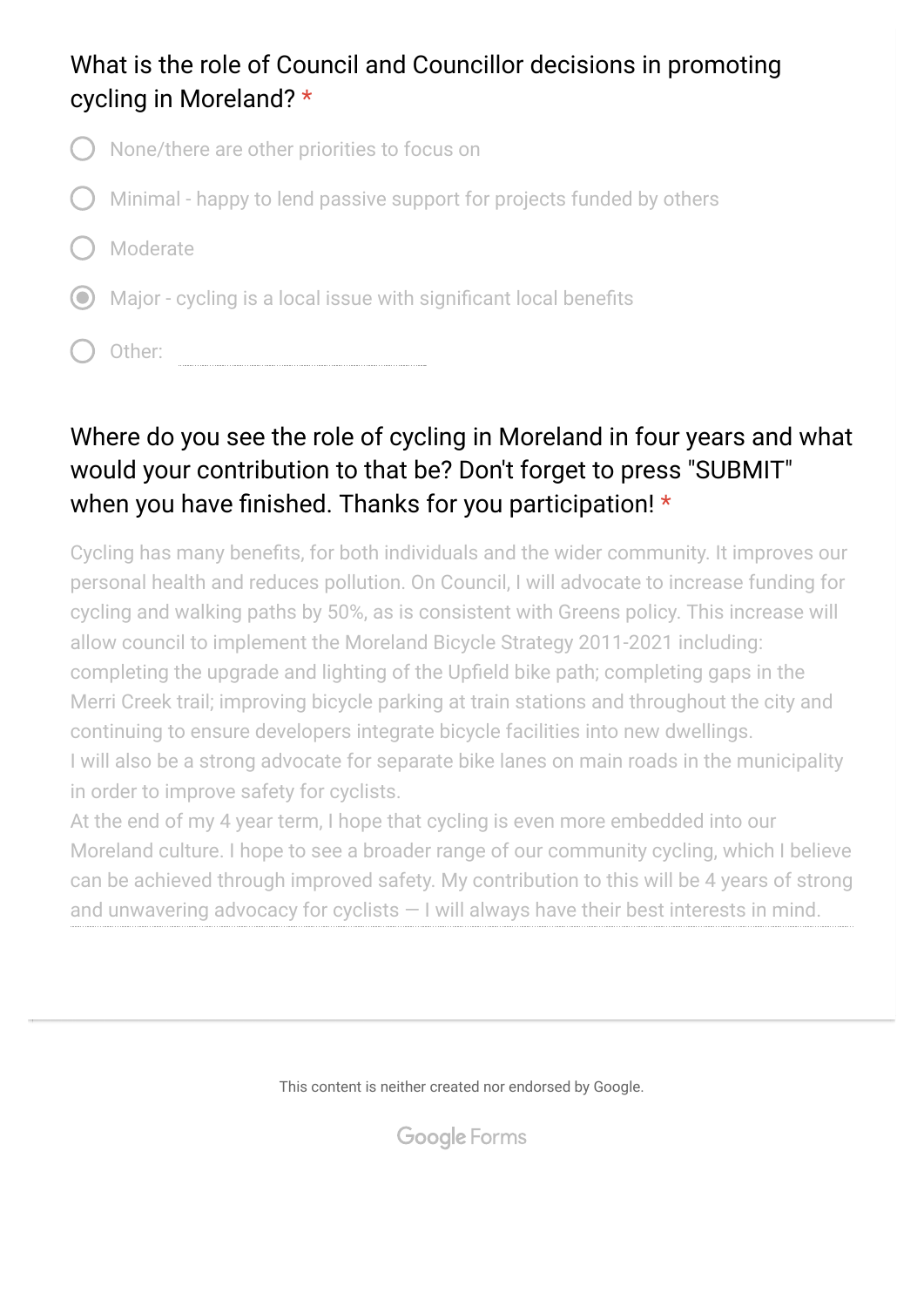What is the role of Council and Councillor decisions in promoting cycling in Moreland? *

- ○ None/there are other priorities to focus on
- ○ Minimal - happy to lend passive support for projects funded by others
- ○ Moderate
- ◉ Major - cycling is a local issue with significant local benefits
- ○ Other:

Where do you see the role of cycling in Moreland in four years and what would your contribution to that be? Don't forget to press "SUBMIT" when you have finished. Thanks for you participation! *

Cycling has many benefits, for both individuals and the wider community. It improves our personal health and reduces pollution. On Council, I will advocate to increase funding for cycling and walking paths by 50%, as is consistent with Greens policy. This increase will allow council to implement the Moreland Bicycle Strategy 2011-2021 including: completing the upgrade and lighting of the Upfield bike path; completing gaps in the Merri Creek trail; improving bicycle parking at train stations and throughout the city and continuing to ensure developers integrate bicycle facilities into new dwellings.
I will also be a strong advocate for separate bike lanes on main roads in the municipality in order to improve safety for cyclists.
At the end of my 4 year term, I hope that cycling is even more embedded into our Moreland culture. I hope to see a broader range of our community cycling, which I believe can be achieved through improved safety. My contribution to this will be 4 years of strong and unwavering advocacy for cyclists — I will always have their best interests in mind.

This content is neither created nor endorsed by Google.

Google Forms